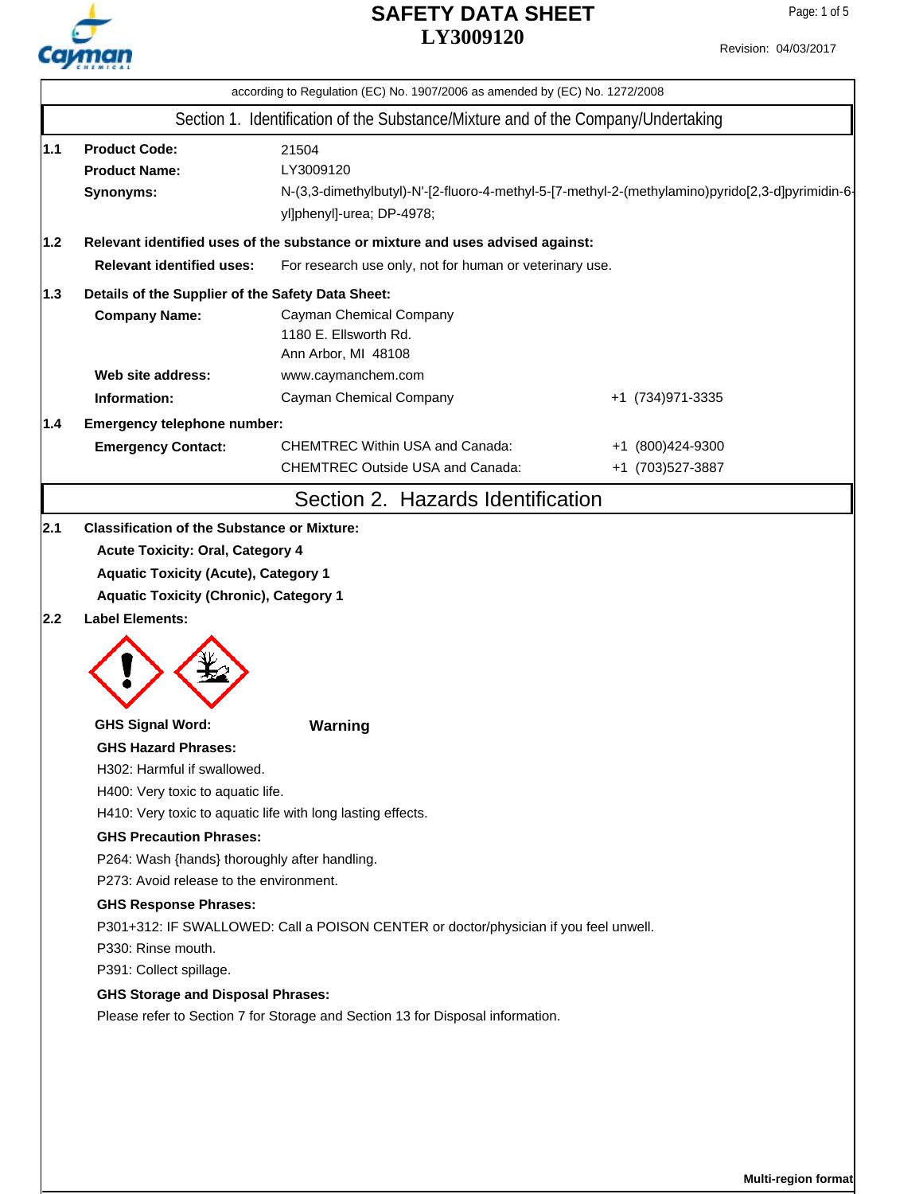# SAFETY DATA SHEET
# LY3009120

Revision: 04/03/2017

according to Regulation (EC) No. 1907/2006 as amended by (EC) No. 1272/2008

## Section 1. Identification of the Substance/Mixture and of the Company/Undertaking

**1.1**

| | |
|---|---|
| **Product Code:** | 21504 |
| **Product Name:** | LY3009120 |
| **Synonyms:** | N-(3,3-dimethylbutyl)-N'-[2-fluoro-4-methyl-5-[7-methyl-2-(methylamino)pyrido[2,3-d]pyrimidin-6-yl]phenyl]-urea; DP-4978; |

**1.2 Relevant identified uses of the substance or mixture and uses advised against:**

**Relevant identified uses:** For research use only, not for human or veterinary use.

**1.3 Details of the Supplier of the Safety Data Sheet:**

| | | |
|---|---|---|
| **Company Name:** | Cayman Chemical Company<br>1180 E. Ellsworth Rd.<br>Ann Arbor, MI 48108 | |
| **Web site address:** | www.caymanchem.com | |
| **Information:** | Cayman Chemical Company | +1 (734)971-3335 |

**1.4 Emergency telephone number:**

| | | |
|---|---|---|
| **Emergency Contact:** | CHEMTREC Within USA and Canada: | +1 (800)424-9300 |
| | CHEMTREC Outside USA and Canada: | +1 (703)527-3887 |

## Section 2. Hazards Identification

**2.1 Classification of the Substance or Mixture:**

**Acute Toxicity: Oral, Category 4**

**Aquatic Toxicity (Acute), Category 1**

**Aquatic Toxicity (Chronic), Category 1**

**2.2 Label Elements:**

**GHS Signal Word:** **Warning**

**GHS Hazard Phrases:**

H302: Harmful if swallowed.

H400: Very toxic to aquatic life.

H410: Very toxic to aquatic life with long lasting effects.

**GHS Precaution Phrases:**

P264: Wash {hands} thoroughly after handling.

P273: Avoid release to the environment.

**GHS Response Phrases:**

P301+312: IF SWALLOWED: Call a POISON CENTER or doctor/physician if you feel unwell.

P330: Rinse mouth.

P391: Collect spillage.

**GHS Storage and Disposal Phrases:**

Please refer to Section 7 for Storage and Section 13 for Disposal information.

**Multi-region format**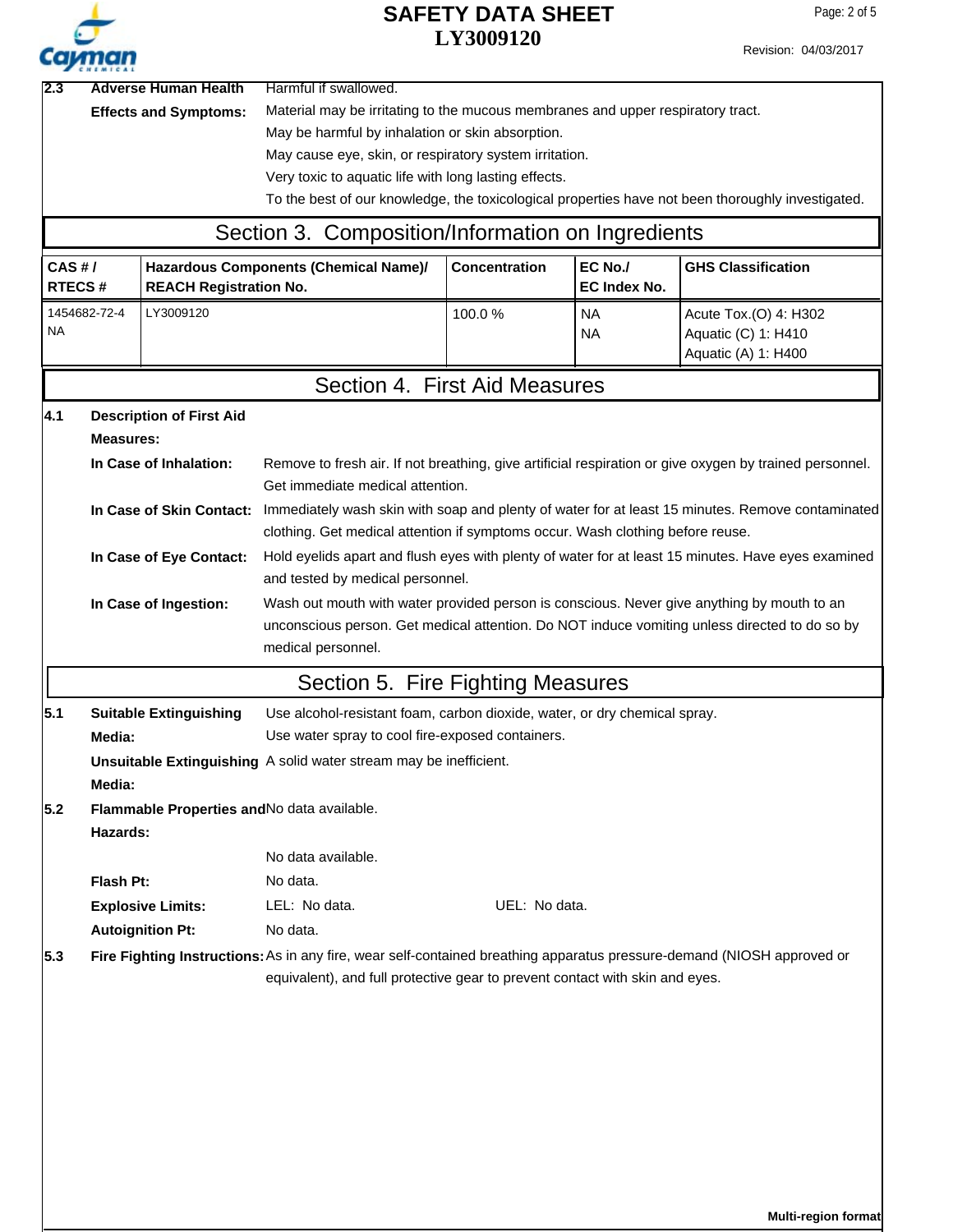**2.3 Adverse Human Health Effects and Symptoms:**

Harmful if swallowed.
Material may be irritating to the mucous membranes and upper respiratory tract.
May be harmful by inhalation or skin absorption.
May cause eye, skin, or respiratory system irritation.
Very toxic to aquatic life with long lasting effects.
To the best of our knowledge, the toxicological properties have not been thoroughly investigated.

## Section 3. Composition/Information on Ingredients

| CAS # / RTECS # | Hazardous Components (Chemical Name)/ REACH Registration No. | Concentration | EC No./ EC Index No. | GHS Classification |
|---|---|---|---|---|
| 1454682-72-4<br>NA | LY3009120 | 100.0 % | NA<br>NA | Acute Tox.(O) 4: H302<br>Aquatic (C) 1: H410<br>Aquatic (A) 1: H400 |

## Section 4. First Aid Measures

**4.1 Description of First Aid Measures:**

**In Case of Inhalation:** Remove to fresh air. If not breathing, give artificial respiration or give oxygen by trained personnel. Get immediate medical attention.

**In Case of Skin Contact:** Immediately wash skin with soap and plenty of water for at least 15 minutes. Remove contaminated clothing. Get medical attention if symptoms occur. Wash clothing before reuse.

**In Case of Eye Contact:** Hold eyelids apart and flush eyes with plenty of water for at least 15 minutes. Have eyes examined and tested by medical personnel.

**In Case of Ingestion:** Wash out mouth with water provided person is conscious. Never give anything by mouth to an unconscious person. Get medical attention. Do NOT induce vomiting unless directed to do so by medical personnel.

## Section 5. Fire Fighting Measures

**5.1 Suitable Extinguishing Media:** Use alcohol-resistant foam, carbon dioxide, water, or dry chemical spray.
Use water spray to cool fire-exposed containers.

**Unsuitable Extinguishing Media:** A solid water stream may be inefficient.

**5.2 Flammable Properties and Hazards:** No data available.

No data available.

**Flash Pt:** No data.

**Explosive Limits:** LEL: No data. UEL: No data.

**Autoignition Pt:** No data.

**5.3 Fire Fighting Instructions:** As in any fire, wear self-contained breathing apparatus pressure-demand (NIOSH approved or equivalent), and full protective gear to prevent contact with skin and eyes.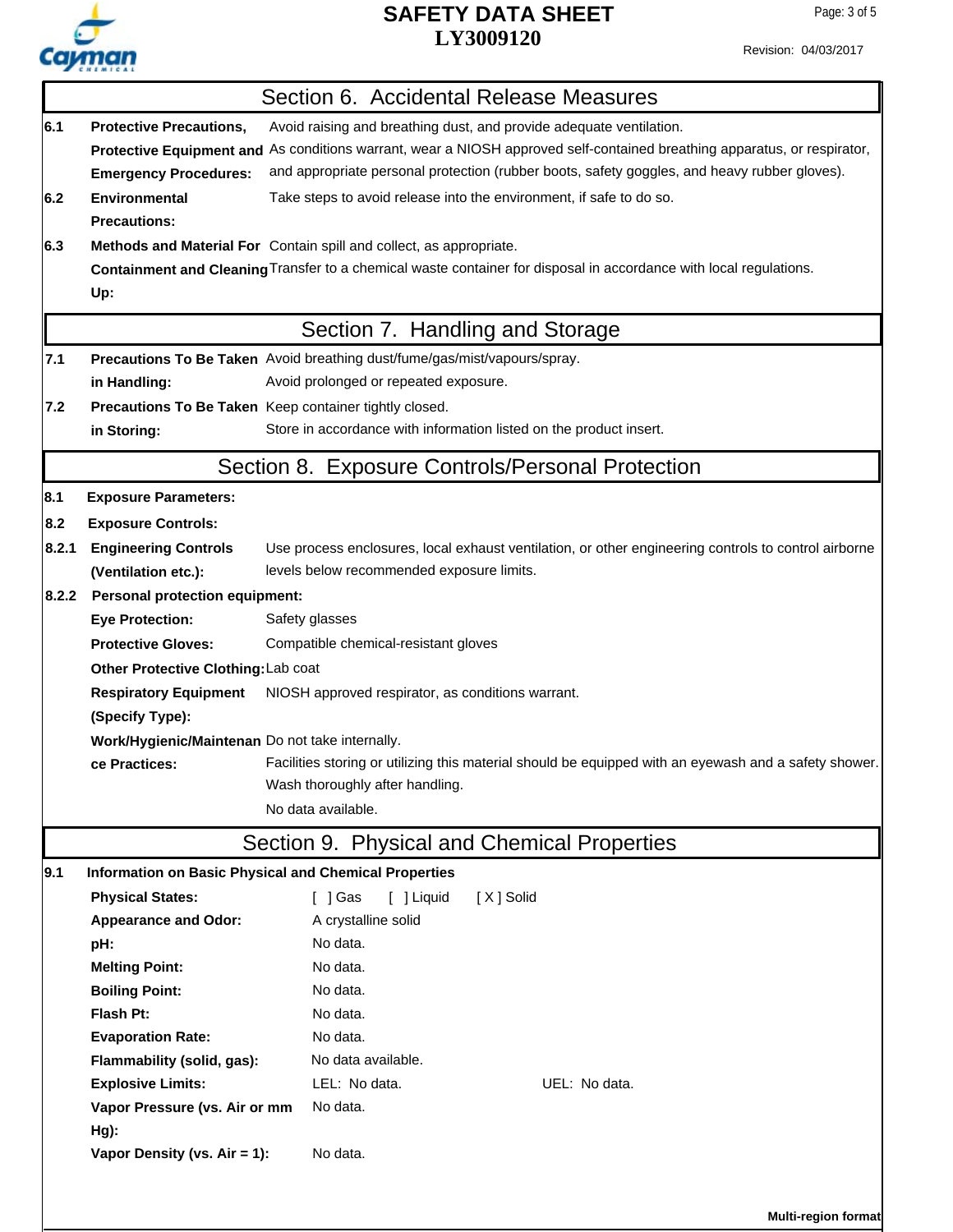## Section 6. Accidental Release Measures

| | | |
|---|---|---|
| 6.1 | **Protective Precautions, Protective Equipment and Emergency Procedures:** | Avoid raising and breathing dust, and provide adequate ventilation. As conditions warrant, wear a NIOSH approved self-contained breathing apparatus, or respirator, and appropriate personal protection (rubber boots, safety goggles, and heavy rubber gloves). |
| 6.2 | **Environmental Precautions:** | Take steps to avoid release into the environment, if safe to do so. |
| 6.3 | **Methods and Material For Containment and Cleaning Up:** | Contain spill and collect, as appropriate. Transfer to a chemical waste container for disposal in accordance with local regulations. |

## Section 7. Handling and Storage

| | | |
|---|---|---|
| 7.1 | **Precautions To Be Taken in Handling:** | Avoid breathing dust/fume/gas/mist/vapours/spray. Avoid prolonged or repeated exposure. |
| 7.2 | **Precautions To Be Taken in Storing:** | Keep container tightly closed. Store in accordance with information listed on the product insert. |

## Section 8. Exposure Controls/Personal Protection

**8.1 Exposure Parameters:**

**8.2 Exposure Controls:**

| | | |
|---|---|---|
| 8.2.1 | **Engineering Controls (Ventilation etc.):** | Use process enclosures, local exhaust ventilation, or other engineering controls to control airborne levels below recommended exposure limits. |

**8.2.2 Personal protection equipment:**

| | |
|---|---|
| **Eye Protection:** | Safety glasses |
| **Protective Gloves:** | Compatible chemical-resistant gloves |
| **Other Protective Clothing:** | Lab coat |
| **Respiratory Equipment (Specify Type):** | NIOSH approved respirator, as conditions warrant. |
| **Work/Hygienic/Maintenance Practices:** | Do not take internally. Facilities storing or utilizing this material should be equipped with an eyewash and a safety shower. Wash thoroughly after handling. No data available. |

## Section 9. Physical and Chemical Properties

**9.1 Information on Basic Physical and Chemical Properties**

| | | |
|---|---|---|
| **Physical States:** | [ ] Gas [ ] Liquid [ X ] Solid | |
| **Appearance and Odor:** | A crystalline solid | |
| **pH:** | No data. | |
| **Melting Point:** | No data. | |
| **Boiling Point:** | No data. | |
| **Flash Pt:** | No data. | |
| **Evaporation Rate:** | No data. | |
| **Flammability (solid, gas):** | No data available. | |
| **Explosive Limits:** | LEL: No data. | UEL: No data. |
| **Vapor Pressure (vs. Air or mm Hg):** | No data. | |
| **Vapor Density (vs. Air = 1):** | No data. | |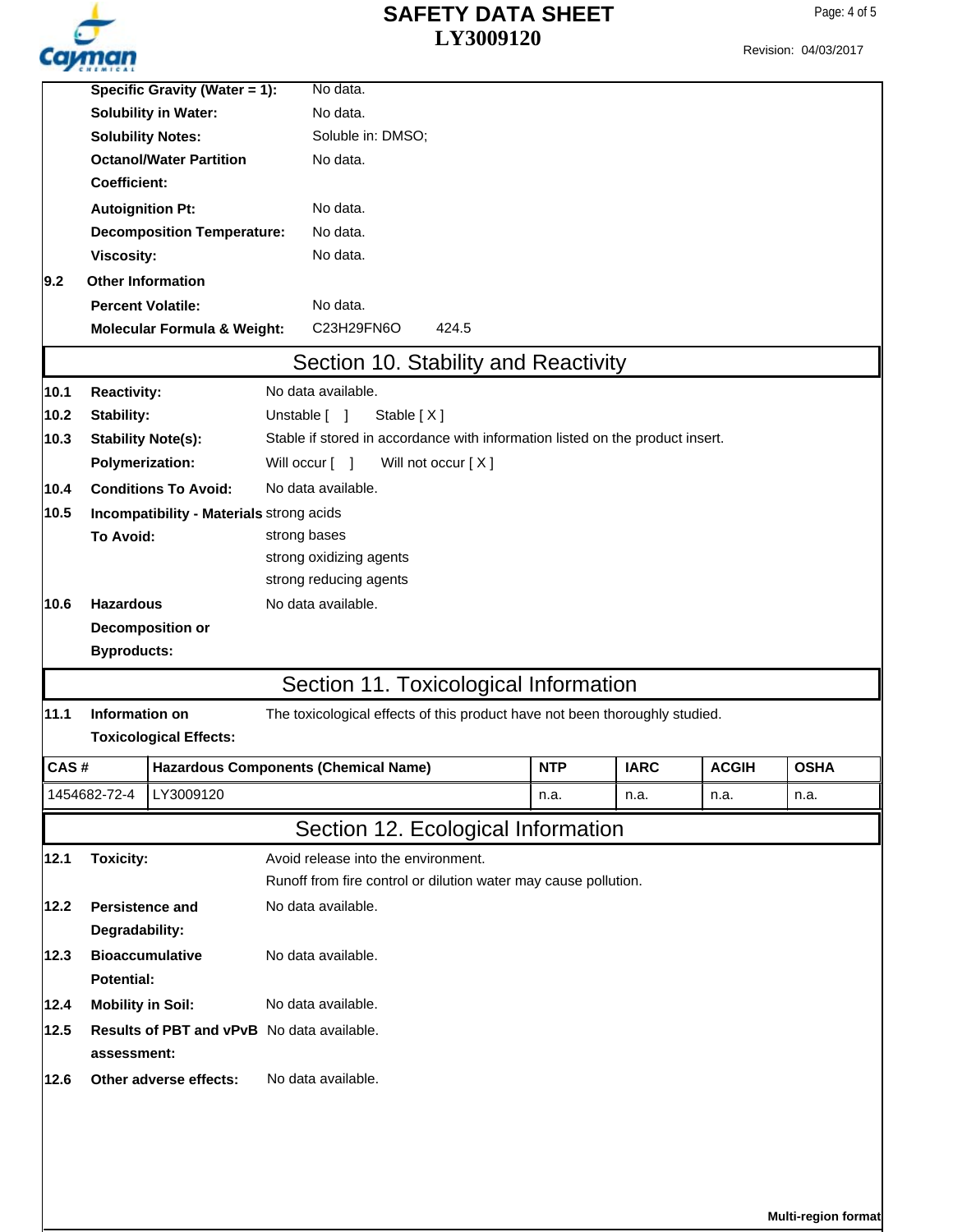| | | |
|---|---|---|
| | **Specific Gravity (Water = 1):** | No data. |
| | **Solubility in Water:** | No data. |
| | **Solubility Notes:** | Soluble in: DMSO; |
| | **Octanol/Water Partition Coefficient:** | No data. |
| | **Autoignition Pt:** | No data. |
| | **Decomposition Temperature:** | No data. |
| | **Viscosity:** | No data. |
| **9.2** | **Other Information** | |
| | **Percent Volatile:** | No data. |
| | **Molecular Formula & Weight:** | C23H29FN6O 424.5 |

## Section 10. Stability and Reactivity

| | | |
|---|---|---|
| **10.1** | **Reactivity:** | No data available. |
| **10.2** | **Stability:** | Unstable [ ] Stable [ X ] |
| **10.3** | **Stability Note(s):** | Stable if stored in accordance with information listed on the product insert. |
| | **Polymerization:** | Will occur [ ] Will not occur [ X ] |
| **10.4** | **Conditions To Avoid:** | No data available. |
| **10.5** | **Incompatibility - Materials To Avoid:** | strong acids<br>strong bases<br>strong oxidizing agents<br>strong reducing agents |
| **10.6** | **Hazardous Decomposition or Byproducts:** | No data available. |

## Section 11. Toxicological Information

| | | |
|---|---|---|
| **11.1** | **Information on Toxicological Effects:** | The toxicological effects of this product have not been thoroughly studied. |

| CAS # | Hazardous Components (Chemical Name) | NTP | IARC | ACGIH | OSHA |
|---|---|---|---|---|---|
| 1454682-72-4 | LY3009120 | n.a. | n.a. | n.a. | n.a. |

## Section 12. Ecological Information

| | | |
|---|---|---|
| **12.1** | **Toxicity:** | Avoid release into the environment.<br>Runoff from fire control or dilution water may cause pollution. |
| **12.2** | **Persistence and Degradability:** | No data available. |
| **12.3** | **Bioaccumulative Potential:** | No data available. |
| **12.4** | **Mobility in Soil:** | No data available. |
| **12.5** | **Results of PBT and vPvB assessment:** | No data available. |
| **12.6** | **Other adverse effects:** | No data available. |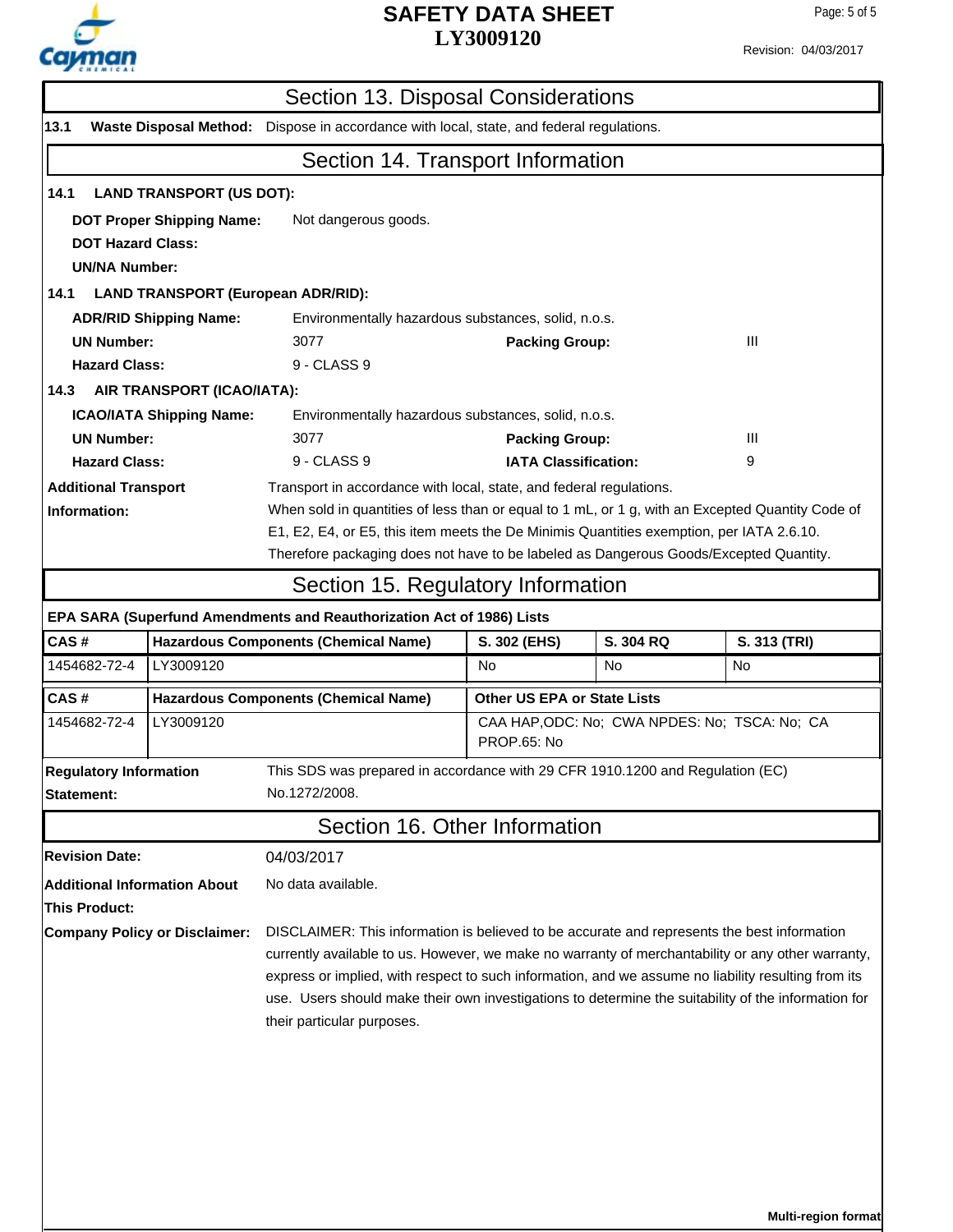## Section 13. Disposal Considerations

**13.1 Waste Disposal Method:** Dispose in accordance with local, state, and federal regulations.

## Section 14. Transport Information

**14.1 LAND TRANSPORT (US DOT):**

**DOT Proper Shipping Name:** Not dangerous goods.

**DOT Hazard Class:**

**UN/NA Number:**

**14.1 LAND TRANSPORT (European ADR/RID):**

| | | | |
|---|---|---|---|
| **ADR/RID Shipping Name:** | Environmentally hazardous substances, solid, n.o.s. | | |
| **UN Number:** | 3077 | **Packing Group:** | III |
| **Hazard Class:** | 9 - CLASS 9 | | |

**14.3 AIR TRANSPORT (ICAO/IATA):**

| | | | |
|---|---|---|---|
| **ICAO/IATA Shipping Name:** | Environmentally hazardous substances, solid, n.o.s. | | |
| **UN Number:** | 3077 | **Packing Group:** | III |
| **Hazard Class:** | 9 - CLASS 9 | **IATA Classification:** | 9 |

**Additional Transport Information:** Transport in accordance with local, state, and federal regulations.
When sold in quantities of less than or equal to 1 mL, or 1 g, with an Excepted Quantity Code of E1, E2, E4, or E5, this item meets the De Minimis Quantities exemption, per IATA 2.6.10. Therefore packaging does not have to be labeled as Dangerous Goods/Excepted Quantity.

## Section 15. Regulatory Information

**EPA SARA (Superfund Amendments and Reauthorization Act of 1986) Lists**

| CAS # | Hazardous Components (Chemical Name) | S. 302 (EHS) | S. 304 RQ | S. 313 (TRI) |
|---|---|---|---|---|
| 1454682-72-4 | LY3009120 | No | No | No |

| CAS # | Hazardous Components (Chemical Name) | Other US EPA or State Lists |
|---|---|---|
| 1454682-72-4 | LY3009120 | CAA HAP,ODC: No; CWA NPDES: No; TSCA: No; CA PROP.65: No |

**Regulatory Information Statement:** This SDS was prepared in accordance with 29 CFR 1910.1200 and Regulation (EC) No.1272/2008.

## Section 16. Other Information

**Revision Date:** 04/03/2017

**Additional Information About This Product:** No data available.

**Company Policy or Disclaimer:** DISCLAIMER: This information is believed to be accurate and represents the best information currently available to us. However, we make no warranty of merchantability or any other warranty, express or implied, with respect to such information, and we assume no liability resulting from its use. Users should make their own investigations to determine the suitability of the information for their particular purposes.